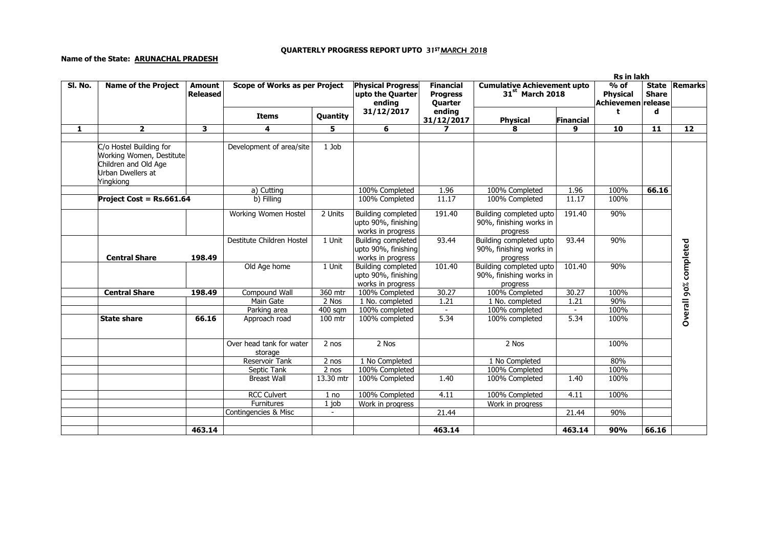**QUARTERLY PROGRESS REPORT UPTO 31ST MARCH 2018**

**Name of the State: ARUNACHAL PRADESH**

Rs in lakh

| Sl. No. | Name of the Project | Amount Released | Scope of Works as per Project | | Physical Progress upto the Quarter ending 31/12/2017 | Financial Progress Quarter ending 31/12/2017 | Cumulative Achievement upto 31st March 2018 | | % of Physical Achievement | State Share released | Remarks |
|---|---|---|---|---|---|---|---|---|---|---|---|
| | | | Items | Quantity | | | Physical | Financial | | | |
| 1 | 2 | 3 | 4 | 5 | 6 | 7 | 8 | 9 | 10 | 11 | 12 |
| | C/o Hostel Building for Working Women, Destitute Children and Old Age Urban Dwellers at Yingkiong | | Development of area/site | 1 Job | | | | | | | Overall 90% completed |
| | | | a) Cutting | | 100% Completed | 1.96 | 100% Completed | 1.96 | 100% | 66.16 | |
| | Project Cost = Rs.661.64 | | b) Filling | | 100% Completed | 11.17 | 100% Completed | 11.17 | 100% | | |
| | | | Working Women Hostel | 2 Units | Building completed upto 90%, finishing works in progress | 191.40 | Building completed upto 90%, finishing works in progress | 191.40 | 90% | | |
| | Central Share | 198.49 | Destitute Children Hostel | 1 Unit | Building completed upto 90%, finishing works in progress | 93.44 | Building completed upto 90%, finishing works in progress | 93.44 | 90% | | |
| | | | Old Age home | 1 Unit | Building completed upto 90%, finishing works in progress | 101.40 | Building completed upto 90%, finishing works in progress | 101.40 | 90% | | |
| | Central Share | 198.49 | Compound Wall | 360 mtr | 100% Completed | 30.27 | 100% Completed | 30.27 | 100% | | |
| | | | Main Gate | 2 Nos | 1 No. completed | 1.21 | 1 No. completed | 1.21 | 90% | | |
| | | | Parking area | 400 sqm | 100% completed | - | 100% completed | - | 100% | | |
| | State share | 66.16 | Approach road | 100 mtr | 100% completed | 5.34 | 100% completed | 5.34 | 100% | | |
| | | | Over head tank for water storage | 2 nos | 2 Nos | | 2 Nos | | 100% | | |
| | | | Reservoir Tank | 2 nos | 1 No Completed | | 1 No Completed | | 80% | | |
| | | | Septic Tank | 2 nos | 100% Completed | | 100% Completed | | 100% | | |
| | | | Breast Wall | 13.30 mtr | 100% Completed | 1.40 | 100% Completed | 1.40 | 100% | | |
| | | | RCC Culvert | 1 no | 100% Completed | 4.11 | 100% Completed | 4.11 | 100% | | |
| | | | Furnitures | 1 job | Work in progress | | Work in progress | | | | |
| | | | Contingencies & Misc | - | | 21.44 | | 21.44 | 90% | | |
| | | | | | | | | | | | |
| | | 463.14 | | | | 463.14 | | 463.14 | 90% | 66.16 | |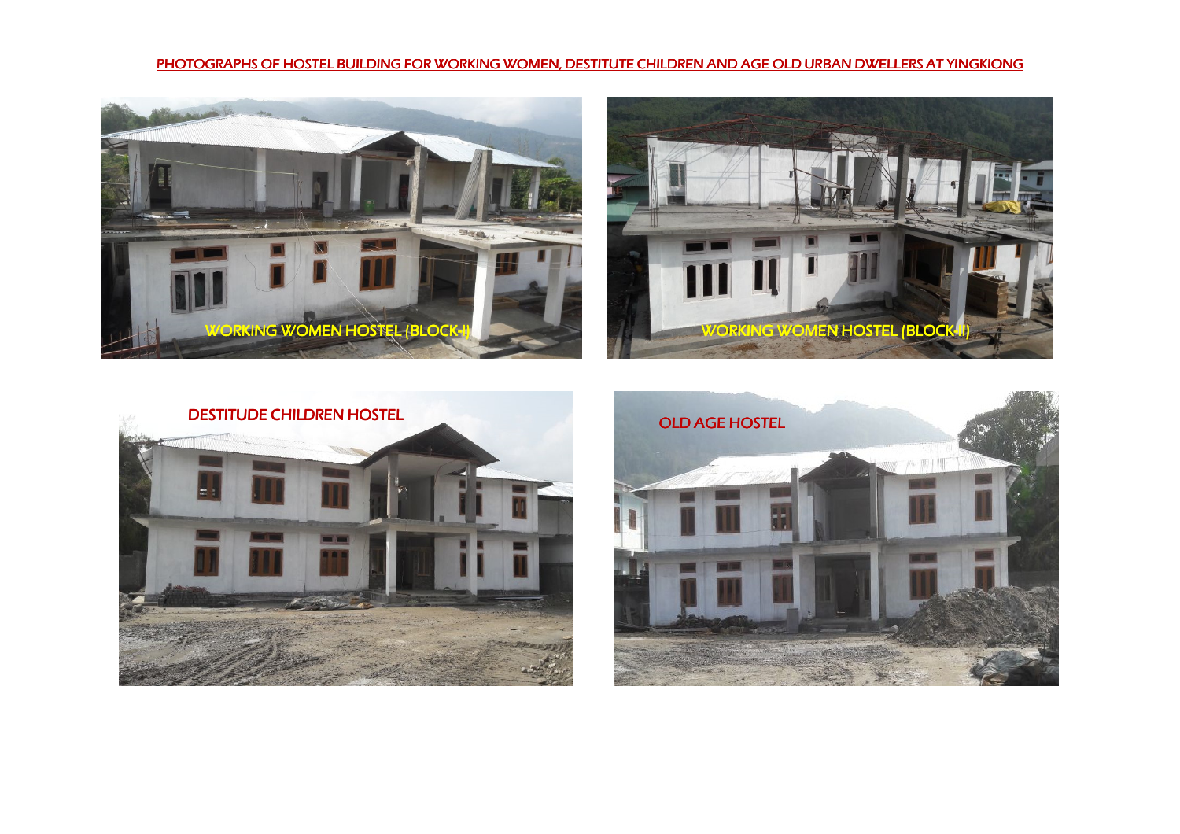PHOTOGRAPHS OF HOSTEL BUILDING FOR WORKING WOMEN, DESTITUTE CHILDREN AND AGE OLD URBAN DWELLERS AT YINGKIONG

WORKING WOMEN HOSTEL (BLOCK-I)

WORKING WOMEN HOSTEL (BLOCK-II)

DESTITUDE CHILDREN HOSTEL

OLD AGE HOSTEL